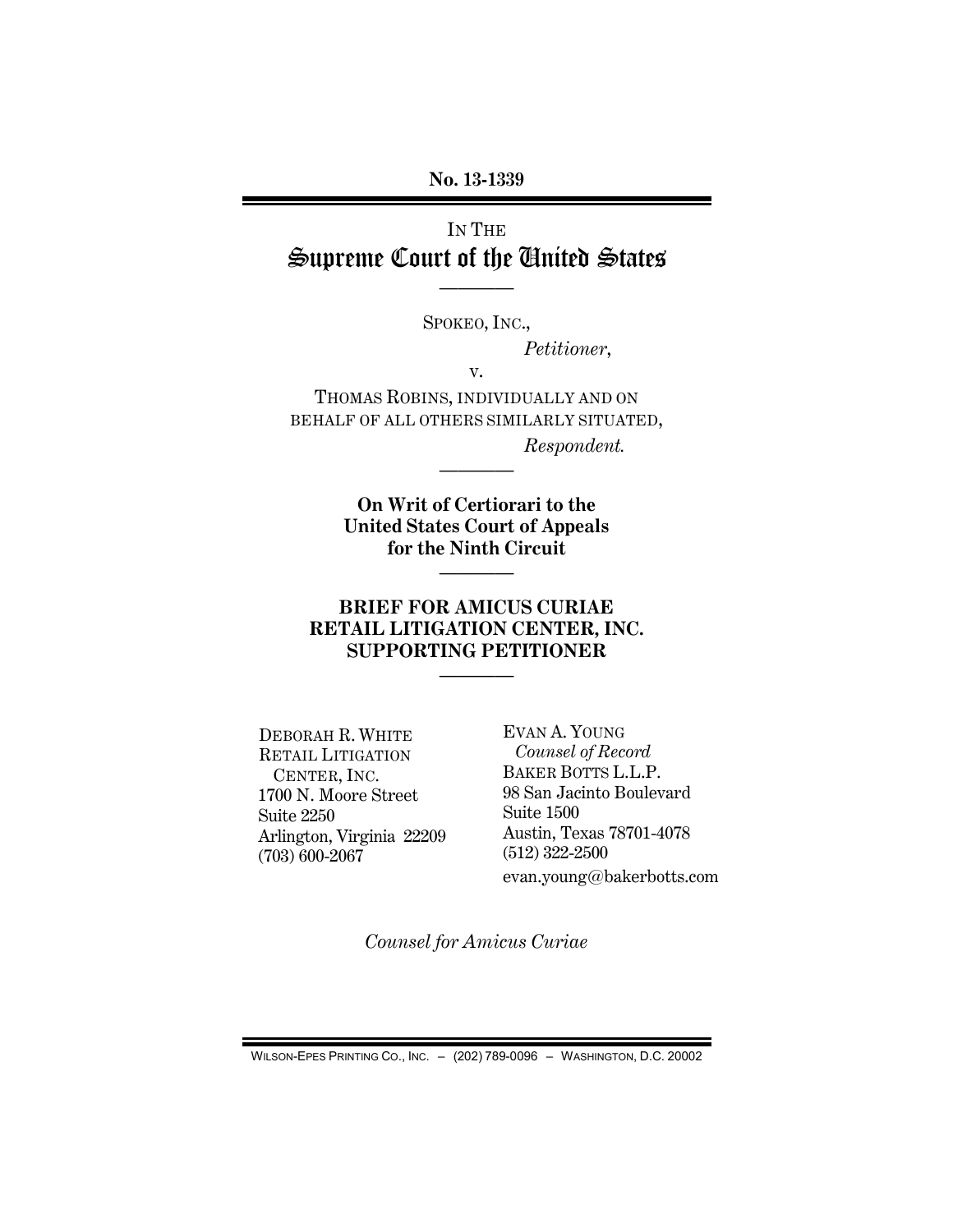**No. 13-1339**

IN THE

# Supreme Court of the United States

————

SPOKEO, INC.,

*Petitioner*,

v.

THOMAS ROBINS, INDIVIDUALLY AND ON BEHALF OF ALL OTHERS SIMILARLY SITUATED,

*Respondent.*

————

**On Writ of Certiorari to the United States Court of Appeals for the Ninth Circuit**

————

## BRIEF FOR AMICUS CURIAE RETAIL LITIGATION CENTER, INC. SUPPORTING PETITIONER

————

DEBORAH R. WHITE
RETAIL LITIGATION CENTER, INC.
1700 N. Moore Street
Suite 2250
Arlington, Virginia 22209
(703) 600-2067

EVAN A. YOUNG
*Counsel of Record*
BAKER BOTTS L.L.P.
98 San Jacinto Boulevard
Suite 1500
Austin, Texas 78701-4078
(512) 322-2500
evan.young@bakerbotts.com

*Counsel for Amicus Curiae*

WILSON-EPES PRINTING CO., INC. – (202) 789-0096 – WASHINGTON, D.C. 20002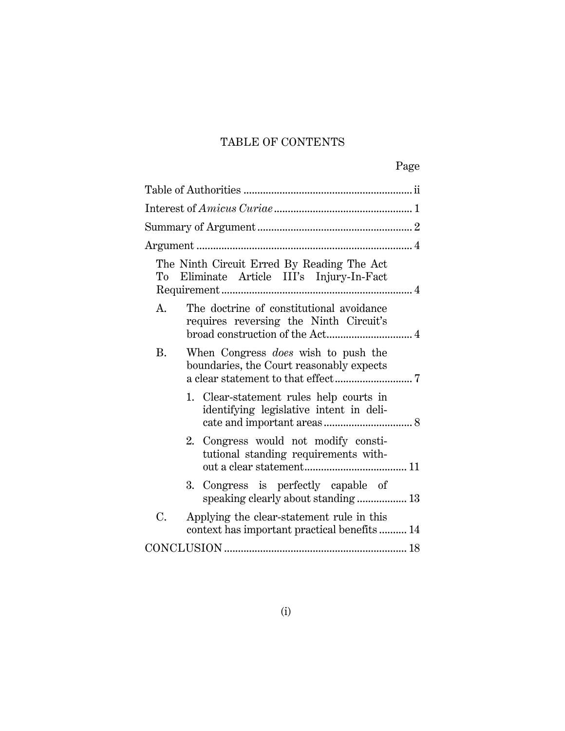# TABLE OF CONTENTS

| | Page |
|---|---|
| Table of Authorities | ii |
| Interest of *Amicus Curiae* | 1 |
| Summary of Argument | 2 |
| Argument | 4 |
| The Ninth Circuit Erred By Reading The Act To Eliminate Article III's Injury-In-Fact Requirement | 4 |
| A. The doctrine of constitutional avoidance requires reversing the Ninth Circuit's broad construction of the Act | 4 |
| B. When Congress *does* wish to push the boundaries, the Court reasonably expects a clear statement to that effect | 7 |
| 1. Clear-statement rules help courts in identifying legislative intent in delicate and important areas | 8 |
| 2. Congress would not modify constitutional standing requirements without a clear statement | 11 |
| 3. Congress is perfectly capable of speaking clearly about standing | 13 |
| C. Applying the clear-statement rule in this context has important practical benefits | 14 |
| CONCLUSION | 18 |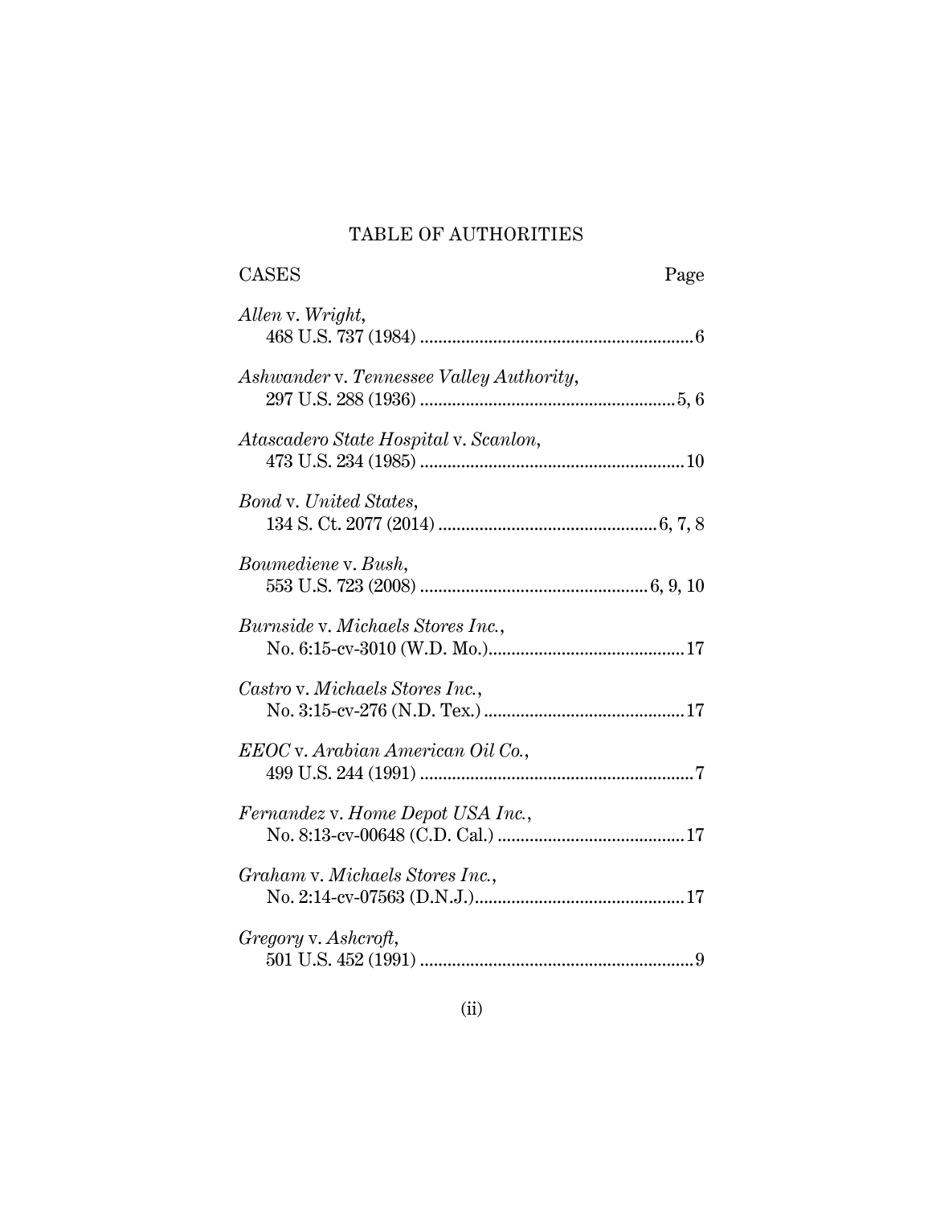# TABLE OF AUTHORITIES

CASES Page

*Allen* v. *Wright*,
468 U.S. 737 (1984) ............................................................6

*Ashwander* v. *Tennessee Valley Authority*,
297 U.S. 288 (1936) .........................................................5, 6

*Atascadero State Hospital* v. *Scanlon*,
473 U.S. 234 (1985) ..........................................................10

*Bond* v. *United States*,
134 S. Ct. 2077 (2014) ................................................6, 7, 8

*Boumediene* v. *Bush*,
553 U.S. 723 (2008) ..................................................6, 9, 10

*Burnside* v. *Michaels Stores Inc.*,
No. 6:15-cv-3010 (W.D. Mo.)............................................17

*Castro* v. *Michaels Stores Inc.*,
No. 3:15-cv-276 (N.D. Tex.) ............................................17

*EEOC* v. *Arabian American Oil Co.*,
499 U.S. 244 (1991) ............................................................7

*Fernandez* v. *Home Depot USA Inc.*,
No. 8:13-cv-00648 (C.D. Cal.) .........................................17

*Graham* v. *Michaels Stores Inc.*,
No. 2:14-cv-07563 (D.N.J.)..............................................17

*Gregory* v. *Ashcroft*,
501 U.S. 452 (1991) ............................................................9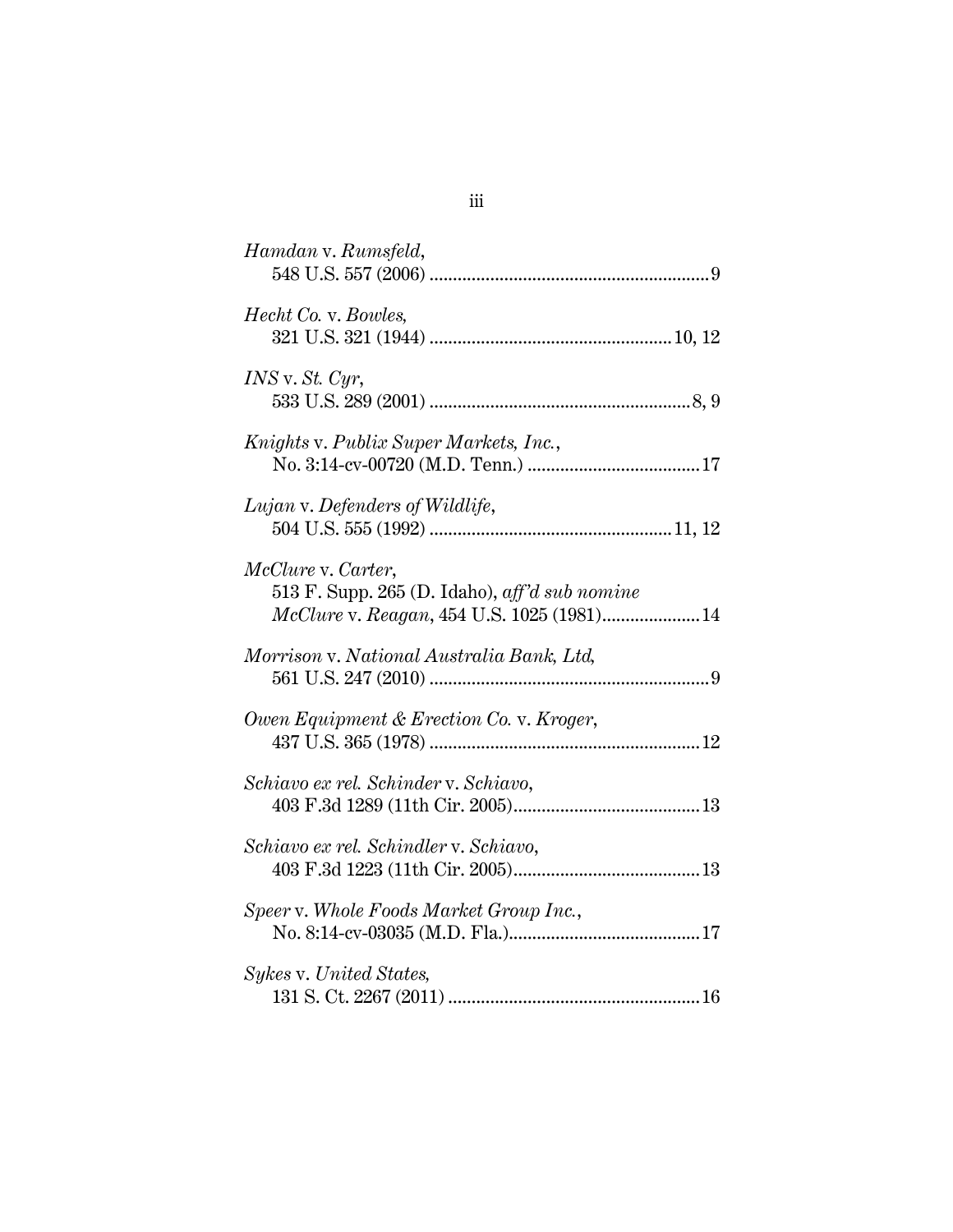*Hamdan* v. *Rumsfeld*,
548 U.S. 557 (2006) ........................................................... 9

*Hecht Co.* v. *Bowles,*
321 U.S. 321 (1944) ................................................... 10, 12

*INS* v. *St. Cyr*,
533 U.S. 289 (2001) ....................................................... 8, 9

*Knights* v. *Publix Super Markets, Inc.*,
No. 3:14-cv-00720 (M.D. Tenn.) ..................................... 17

*Lujan* v. *Defenders of Wildlife*,
504 U.S. 555 (1992) ................................................... 11, 12

*McClure* v. *Carter*,
513 F. Supp. 265 (D. Idaho), *aff'd sub nomine*
*McClure* v. *Reagan*, 454 U.S. 1025 (1981)..................... 14

*Morrison* v. *National Australia Bank, Ltd*,
561 U.S. 247 (2010) ........................................................... 9

*Owen Equipment & Erection Co.* v. *Kroger*,
437 U.S. 365 (1978) .......................................................... 12

*Schiavo ex rel. Schinder* v. *Schiavo*,
403 F.3d 1289 (11th Cir. 2005)........................................ 13

*Schiavo ex rel. Schindler* v. *Schiavo*,
403 F.3d 1223 (11th Cir. 2005)........................................ 13

*Speer* v. *Whole Foods Market Group Inc.*,
No. 8:14-cv-03035 (M.D. Fla.)......................................... 17

*Sykes* v. *United States,*
131 S. Ct. 2267 (2011) ...................................................... 16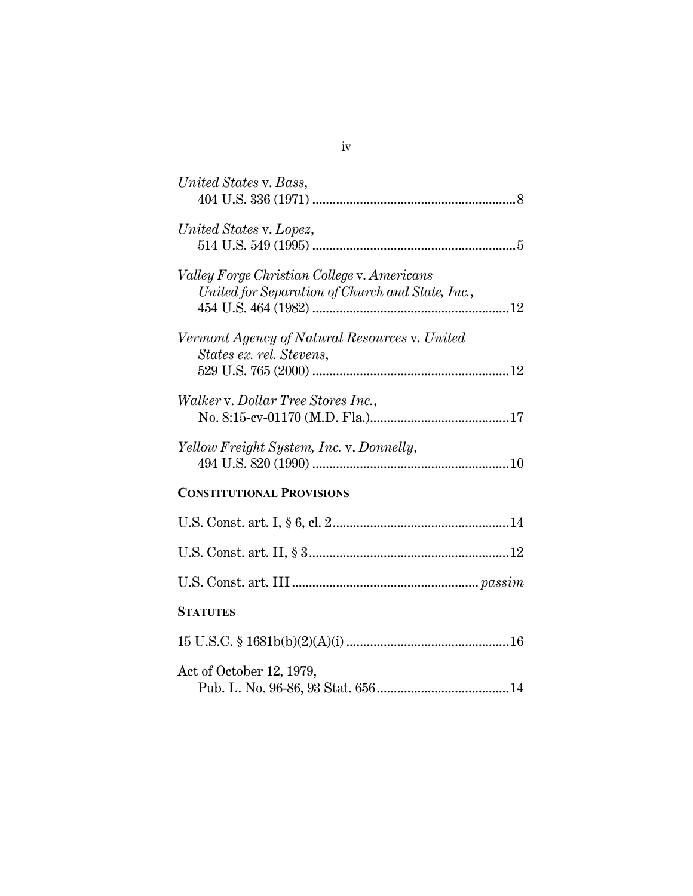*United States* v. *Bass*,
404 U.S. 336 (1971) ............................................................ 8

*United States* v. *Lopez*,
514 U.S. 549 (1995) ............................................................ 5

*Valley Forge Christian College* v. *Americans United for Separation of Church and State, Inc.*,
454 U.S. 464 (1982) .......................................................... 12

*Vermont Agency of Natural Resources* v. *United States ex. rel. Stevens*,
529 U.S. 765 (2000) .......................................................... 12

*Walker* v. *Dollar Tree Stores Inc.*,
No. 8:15-cv-01170 (M.D. Fla.)......................................... 17

*Yellow Freight System, Inc.* v. *Donnelly*,
494 U.S. 820 (1990) .......................................................... 10

**CONSTITUTIONAL PROVISIONS**

U.S. Const. art. I, § 6, cl. 2.................................................... 14

U.S. Const. art. II, § 3........................................................... 12

U.S. Const. art. III ....................................................... *passim*

**STATUTES**

15 U.S.C. § 1681b(b)(2)(A)(i) ................................................ 16

Act of October 12, 1979,
Pub. L. No. 96-86, 93 Stat. 656....................................... 14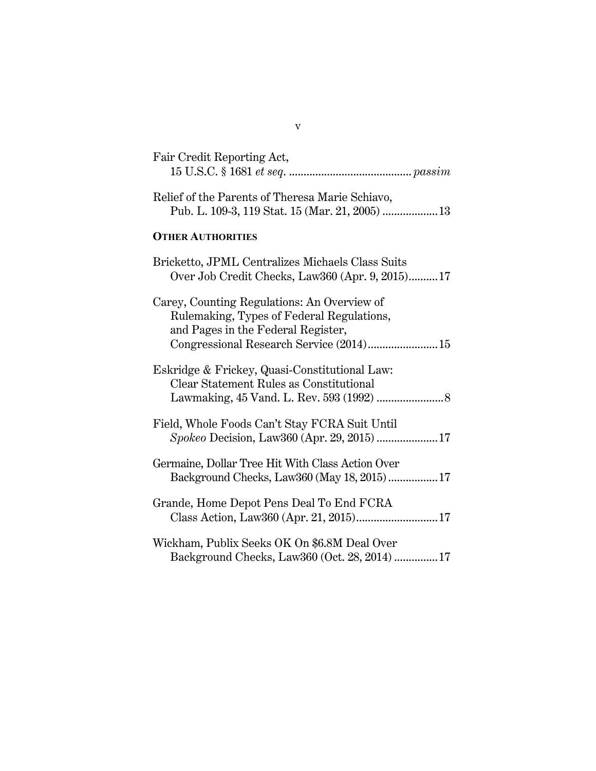Fair Credit Reporting Act,
15 U.S.C. § 1681 *et seq.* .......................................... *passim*

Relief of the Parents of Theresa Marie Schiavo,
Pub. L. 109-3, 119 Stat. 15 (Mar. 21, 2005) ................... 13

**OTHER AUTHORITIES**

Bricketto, JPML Centralizes Michaels Class Suits
Over Job Credit Checks, Law360 (Apr. 9, 2015).......... 17

Carey, Counting Regulations: An Overview of
Rulemaking, Types of Federal Regulations,
and Pages in the Federal Register,
Congressional Research Service (2014)........................ 15

Eskridge & Frickey, Quasi-Constitutional Law:
Clear Statement Rules as Constitutional
Lawmaking, 45 Vand. L. Rev. 593 (1992) ....................... 8

Field, Whole Foods Can't Stay FCRA Suit Until
*Spokeo* Decision, Law360 (Apr. 29, 2015) ..................... 17

Germaine, Dollar Tree Hit With Class Action Over
Background Checks, Law360 (May 18, 2015) ................. 17

Grande, Home Depot Pens Deal To End FCRA
Class Action, Law360 (Apr. 21, 2015)............................ 17

Wickham, Publix Seeks OK On $6.8M Deal Over
Background Checks, Law360 (Oct. 28, 2014) ............... 17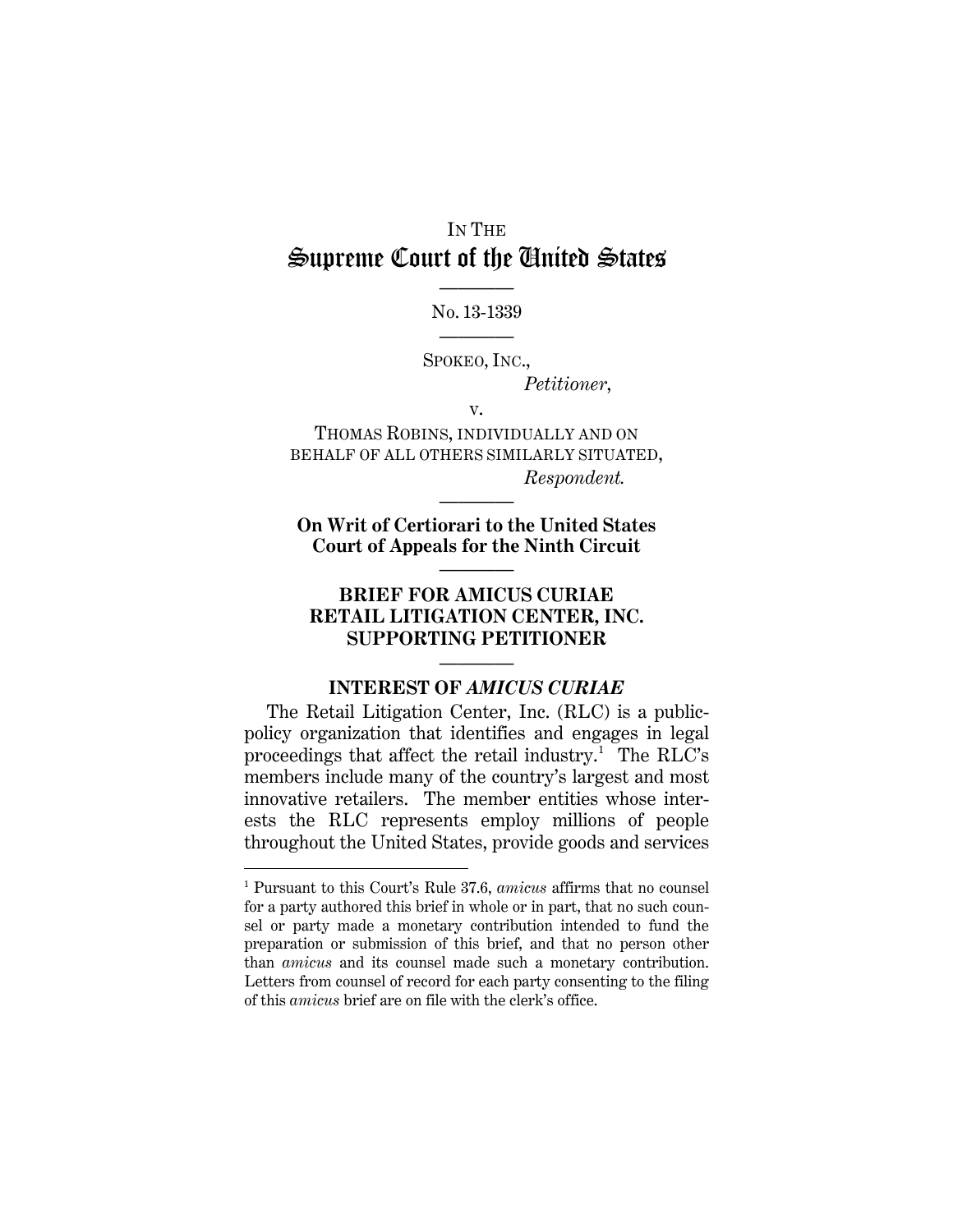IN THE

# Supreme Court of the United States

No. 13-1339

SPOKEO, INC.,

*Petitioner*,

v.

THOMAS ROBINS, INDIVIDUALLY AND ON BEHALF OF ALL OTHERS SIMILARLY SITUATED,

*Respondent.*

**On Writ of Certiorari to the United States Court of Appeals for the Ninth Circuit**

## BRIEF FOR AMICUS CURIAE RETAIL LITIGATION CENTER, INC. SUPPORTING PETITIONER

### INTEREST OF *AMICUS CURIAE*

The Retail Litigation Center, Inc. (RLC) is a public-policy organization that identifies and engages in legal proceedings that affect the retail industry.[1] The RLC's members include many of the country's largest and most innovative retailers. The member entities whose interests the RLC represents employ millions of people throughout the United States, provide goods and services

[1] Pursuant to this Court's Rule 37.6, *amicus* affirms that no counsel for a party authored this brief in whole or in part, that no such counsel or party made a monetary contribution intended to fund the preparation or submission of this brief, and that no person other than *amicus* and its counsel made such a monetary contribution. Letters from counsel of record for each party consenting to the filing of this *amicus* brief are on file with the clerk's office.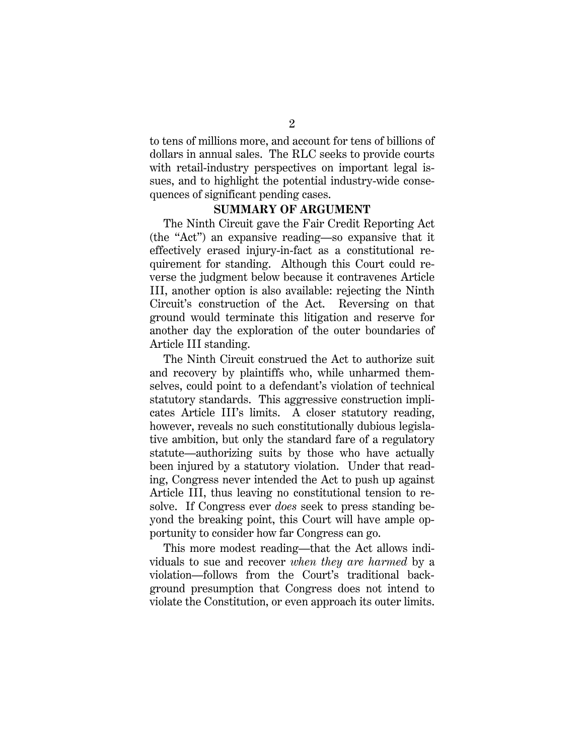to tens of millions more, and account for tens of billions of dollars in annual sales. The RLC seeks to provide courts with retail-industry perspectives on important legal issues, and to highlight the potential industry-wide consequences of significant pending cases.

## SUMMARY OF ARGUMENT

The Ninth Circuit gave the Fair Credit Reporting Act (the "Act") an expansive reading—so expansive that it effectively erased injury-in-fact as a constitutional requirement for standing. Although this Court could reverse the judgment below because it contravenes Article III, another option is also available: rejecting the Ninth Circuit's construction of the Act. Reversing on that ground would terminate this litigation and reserve for another day the exploration of the outer boundaries of Article III standing.

The Ninth Circuit construed the Act to authorize suit and recovery by plaintiffs who, while unharmed themselves, could point to a defendant's violation of technical statutory standards. This aggressive construction implicates Article III's limits. A closer statutory reading, however, reveals no such constitutionally dubious legislative ambition, but only the standard fare of a regulatory statute—authorizing suits by those who have actually been injured by a statutory violation. Under that reading, Congress never intended the Act to push up against Article III, thus leaving no constitutional tension to resolve. If Congress ever *does* seek to press standing beyond the breaking point, this Court will have ample opportunity to consider how far Congress can go.

This more modest reading—that the Act allows individuals to sue and recover *when they are harmed* by a violation—follows from the Court's traditional background presumption that Congress does not intend to violate the Constitution, or even approach its outer limits.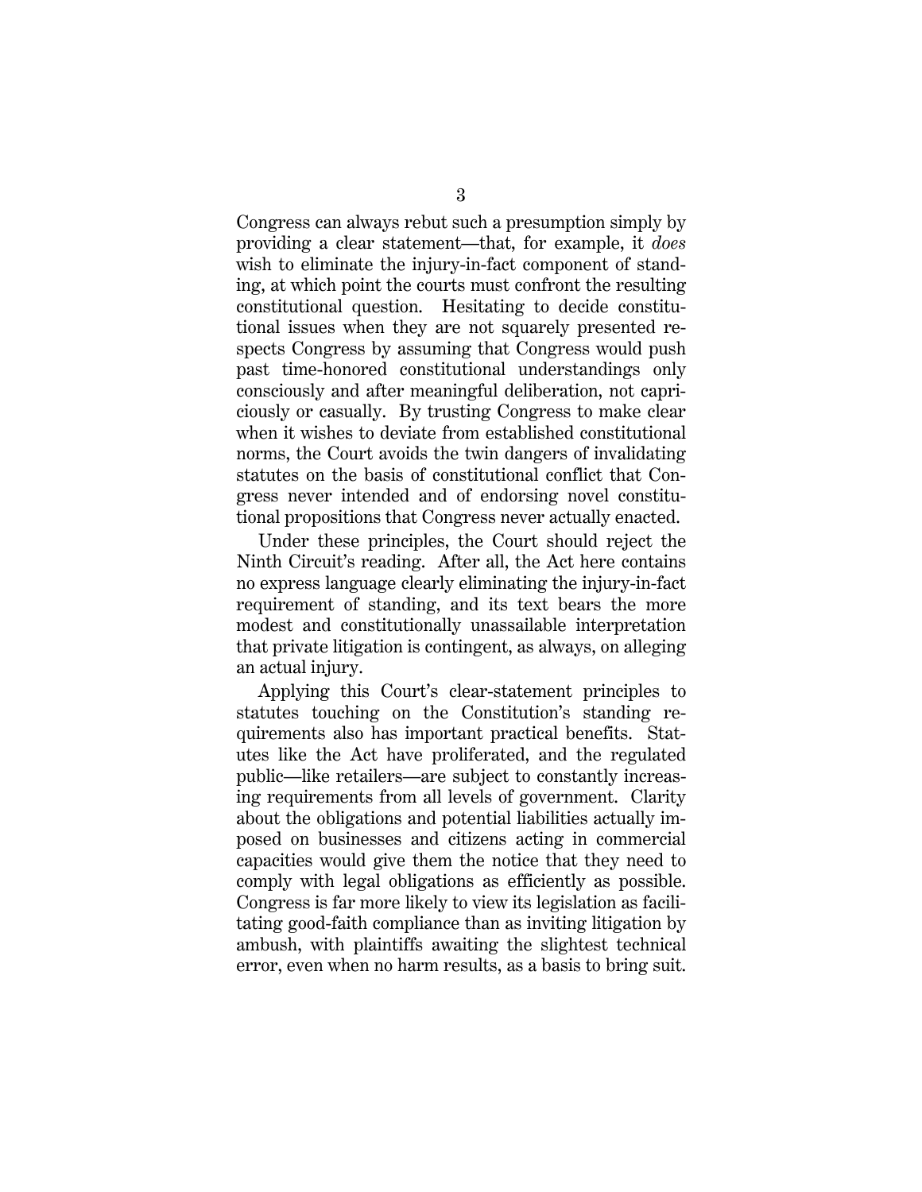Congress can always rebut such a presumption simply by providing a clear statement—that, for example, it *does* wish to eliminate the injury-in-fact component of standing, at which point the courts must confront the resulting constitutional question. Hesitating to decide constitutional issues when they are not squarely presented respects Congress by assuming that Congress would push past time-honored constitutional understandings only consciously and after meaningful deliberation, not capriciously or casually. By trusting Congress to make clear when it wishes to deviate from established constitutional norms, the Court avoids the twin dangers of invalidating statutes on the basis of constitutional conflict that Congress never intended and of endorsing novel constitutional propositions that Congress never actually enacted.

Under these principles, the Court should reject the Ninth Circuit's reading. After all, the Act here contains no express language clearly eliminating the injury-in-fact requirement of standing, and its text bears the more modest and constitutionally unassailable interpretation that private litigation is contingent, as always, on alleging an actual injury.

Applying this Court's clear-statement principles to statutes touching on the Constitution's standing requirements also has important practical benefits. Statutes like the Act have proliferated, and the regulated public—like retailers—are subject to constantly increasing requirements from all levels of government. Clarity about the obligations and potential liabilities actually imposed on businesses and citizens acting in commercial capacities would give them the notice that they need to comply with legal obligations as efficiently as possible. Congress is far more likely to view its legislation as facilitating good-faith compliance than as inviting litigation by ambush, with plaintiffs awaiting the slightest technical error, even when no harm results, as a basis to bring suit.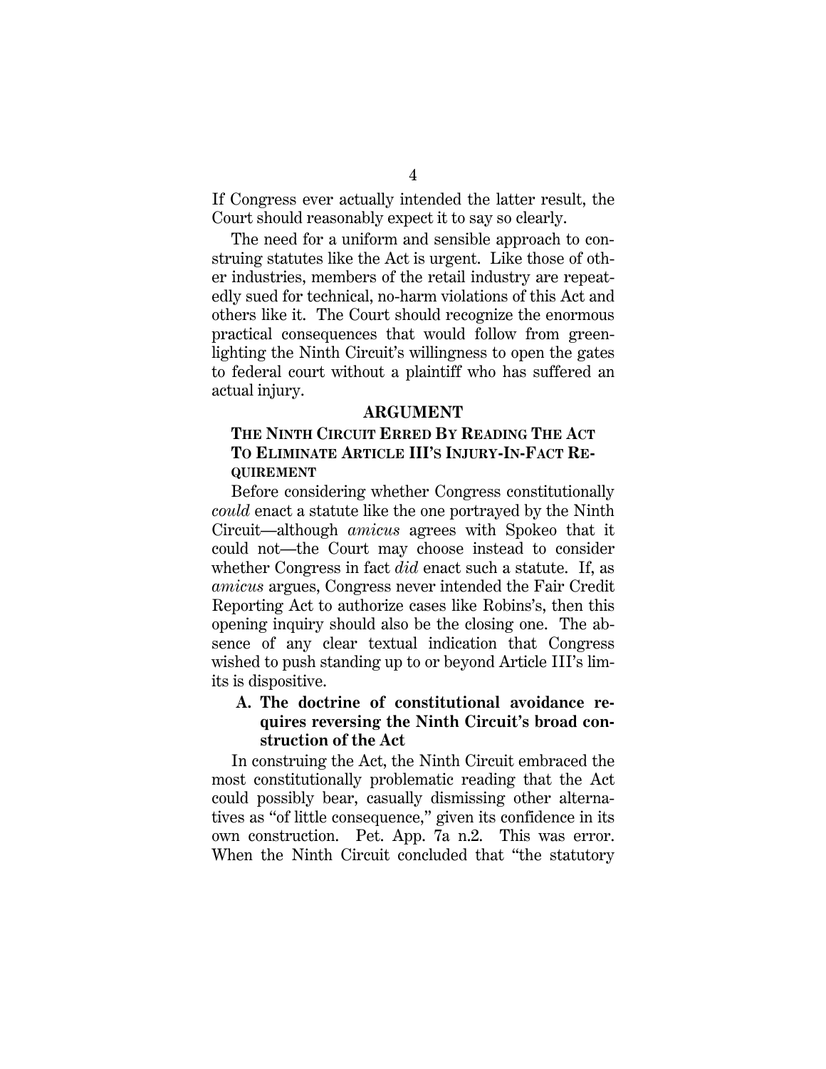If Congress ever actually intended the latter result, the Court should reasonably expect it to say so clearly.

The need for a uniform and sensible approach to construing statutes like the Act is urgent. Like those of other industries, members of the retail industry are repeatedly sued for technical, no-harm violations of this Act and others like it. The Court should recognize the enormous practical consequences that would follow from greenlighting the Ninth Circuit's willingness to open the gates to federal court without a plaintiff who has suffered an actual injury.

## ARGUMENT

### THE NINTH CIRCUIT ERRED BY READING THE ACT TO ELIMINATE ARTICLE III'S INJURY-IN-FACT REQUIREMENT

Before considering whether Congress constitutionally *could* enact a statute like the one portrayed by the Ninth Circuit—although *amicus* agrees with Spokeo that it could not—the Court may choose instead to consider whether Congress in fact *did* enact such a statute. If, as *amicus* argues, Congress never intended the Fair Credit Reporting Act to authorize cases like Robins's, then this opening inquiry should also be the closing one. The absence of any clear textual indication that Congress wished to push standing up to or beyond Article III's limits is dispositive.

#### A. The doctrine of constitutional avoidance requires reversing the Ninth Circuit's broad construction of the Act

In construing the Act, the Ninth Circuit embraced the most constitutionally problematic reading that the Act could possibly bear, casually dismissing other alternatives as "of little consequence," given its confidence in its own construction. Pet. App. 7a n.2. This was error. When the Ninth Circuit concluded that "the statutory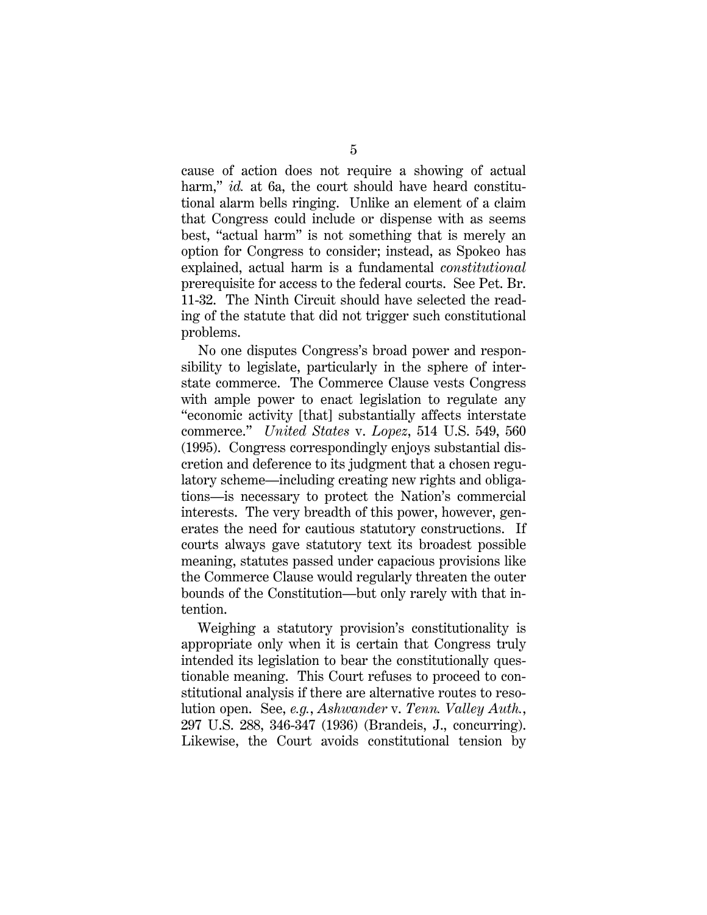cause of action does not require a showing of actual harm," *id.* at 6a, the court should have heard constitutional alarm bells ringing. Unlike an element of a claim that Congress could include or dispense with as seems best, "actual harm" is not something that is merely an option for Congress to consider; instead, as Spokeo has explained, actual harm is a fundamental *constitutional* prerequisite for access to the federal courts. See Pet. Br. 11-32. The Ninth Circuit should have selected the reading of the statute that did not trigger such constitutional problems.

No one disputes Congress's broad power and responsibility to legislate, particularly in the sphere of interstate commerce. The Commerce Clause vests Congress with ample power to enact legislation to regulate any "economic activity [that] substantially affects interstate commerce." *United States* v. *Lopez*, 514 U.S. 549, 560 (1995). Congress correspondingly enjoys substantial discretion and deference to its judgment that a chosen regulatory scheme—including creating new rights and obligations—is necessary to protect the Nation's commercial interests. The very breadth of this power, however, generates the need for cautious statutory constructions. If courts always gave statutory text its broadest possible meaning, statutes passed under capacious provisions like the Commerce Clause would regularly threaten the outer bounds of the Constitution—but only rarely with that intention.

Weighing a statutory provision's constitutionality is appropriate only when it is certain that Congress truly intended its legislation to bear the constitutionally questionable meaning. This Court refuses to proceed to constitutional analysis if there are alternative routes to resolution open. See, *e.g.*, *Ashwander* v. *Tenn. Valley Auth.*, 297 U.S. 288, 346-347 (1936) (Brandeis, J., concurring). Likewise, the Court avoids constitutional tension by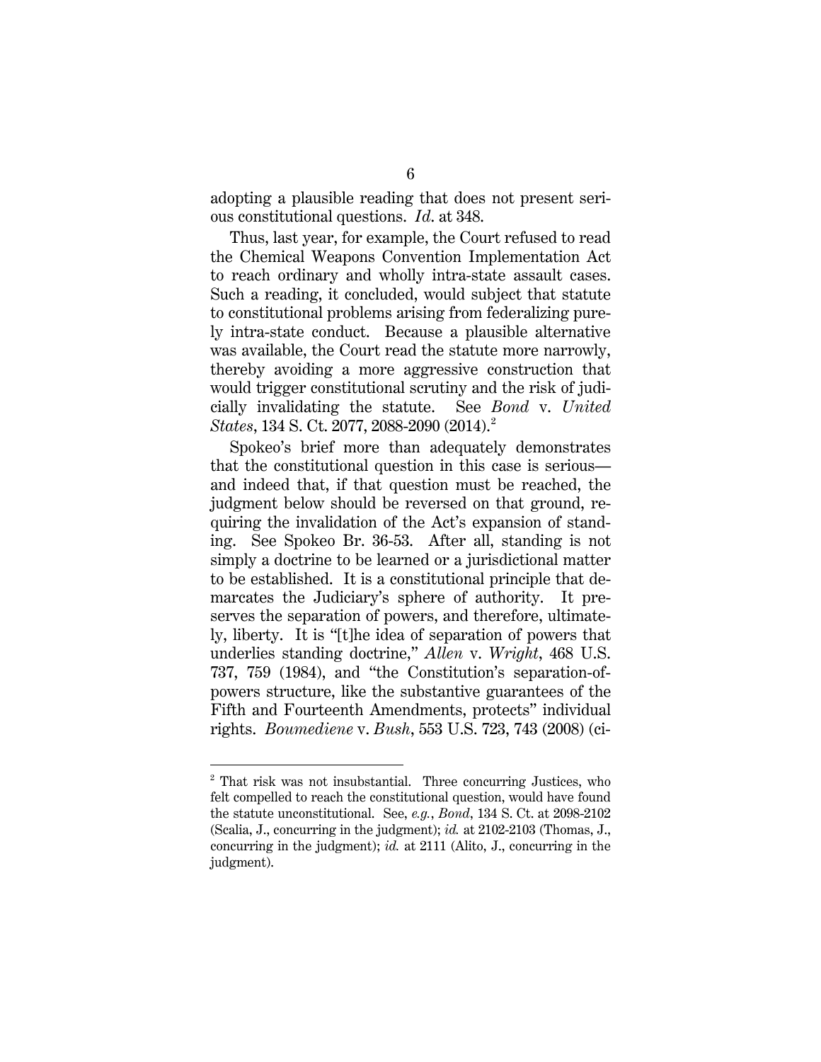adopting a plausible reading that does not present serious constitutional questions. *Id*. at 348.

Thus, last year, for example, the Court refused to read the Chemical Weapons Convention Implementation Act to reach ordinary and wholly intra-state assault cases. Such a reading, it concluded, would subject that statute to constitutional problems arising from federalizing purely intra-state conduct. Because a plausible alternative was available, the Court read the statute more narrowly, thereby avoiding a more aggressive construction that would trigger constitutional scrutiny and the risk of judicially invalidating the statute. See *Bond* v. *United States*, 134 S. Ct. 2077, 2088-2090 (2014).[2]

Spokeo's brief more than adequately demonstrates that the constitutional question in this case is serious—and indeed that, if that question must be reached, the judgment below should be reversed on that ground, requiring the invalidation of the Act's expansion of standing. See Spokeo Br. 36-53. After all, standing is not simply a doctrine to be learned or a jurisdictional matter to be established. It is a constitutional principle that demarcates the Judiciary's sphere of authority. It preserves the separation of powers, and therefore, ultimately, liberty. It is "[t]he idea of separation of powers that underlies standing doctrine," *Allen* v. *Wright*, 468 U.S. 737, 759 (1984), and "the Constitution's separation-of-powers structure, like the substantive guarantees of the Fifth and Fourteenth Amendments, protects" individual rights. *Boumediene* v. *Bush*, 553 U.S. 723, 743 (2008) (ci-

---

[2] That risk was not insubstantial. Three concurring Justices, who felt compelled to reach the constitutional question, would have found the statute unconstitutional. See, *e.g.*, *Bond*, 134 S. Ct. at 2098-2102 (Scalia, J., concurring in the judgment); *id.* at 2102-2103 (Thomas, J., concurring in the judgment); *id.* at 2111 (Alito, J., concurring in the judgment).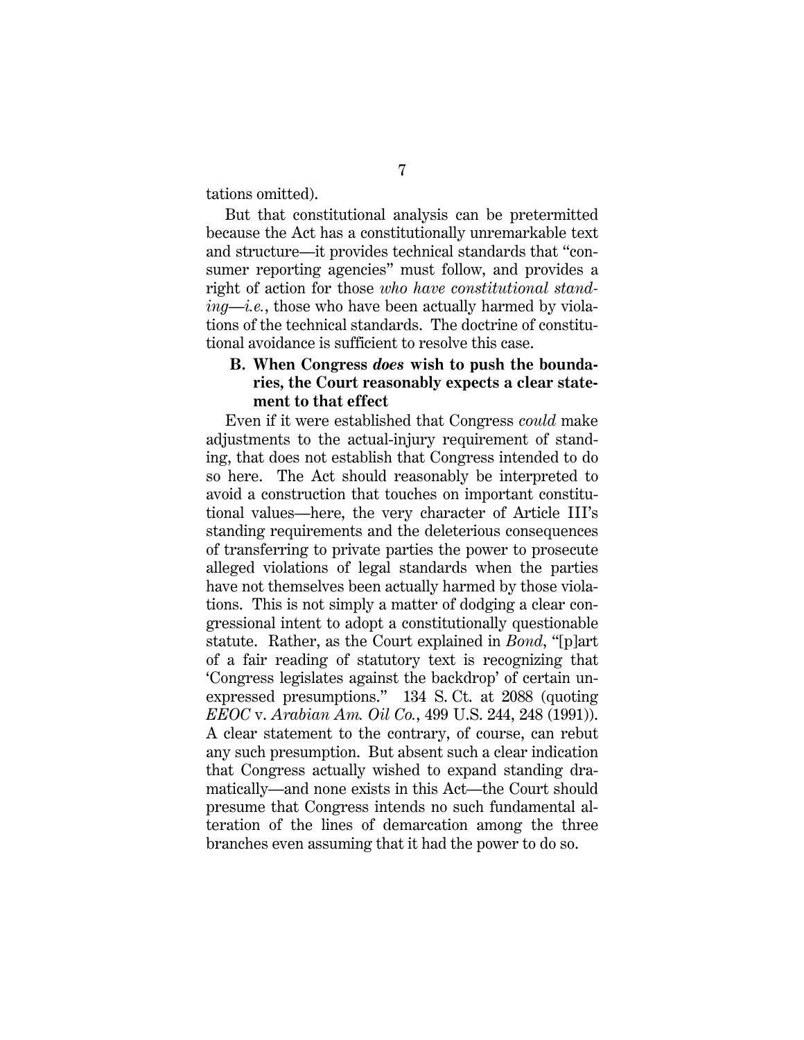tations omitted).

But that constitutional analysis can be pretermitted because the Act has a constitutionally unremarkable text and structure—it provides technical standards that "consumer reporting agencies" must follow, and provides a right of action for those *who have constitutional standing*—*i.e.*, those who have been actually harmed by violations of the technical standards. The doctrine of constitutional avoidance is sufficient to resolve this case.

### B. When Congress *does* wish to push the boundaries, the Court reasonably expects a clear statement to that effect

Even if it were established that Congress *could* make adjustments to the actual-injury requirement of standing, that does not establish that Congress intended to do so here. The Act should reasonably be interpreted to avoid a construction that touches on important constitutional values—here, the very character of Article III's standing requirements and the deleterious consequences of transferring to private parties the power to prosecute alleged violations of legal standards when the parties have not themselves been actually harmed by those violations. This is not simply a matter of dodging a clear congressional intent to adopt a constitutionally questionable statute. Rather, as the Court explained in *Bond*, "[p]art of a fair reading of statutory text is recognizing that 'Congress legislates against the backdrop' of certain unexpressed presumptions." 134 S. Ct. at 2088 (quoting *EEOC* v. *Arabian Am. Oil Co.*, 499 U.S. 244, 248 (1991)). A clear statement to the contrary, of course, can rebut any such presumption. But absent such a clear indication that Congress actually wished to expand standing dramatically—and none exists in this Act—the Court should presume that Congress intends no such fundamental alteration of the lines of demarcation among the three branches even assuming that it had the power to do so.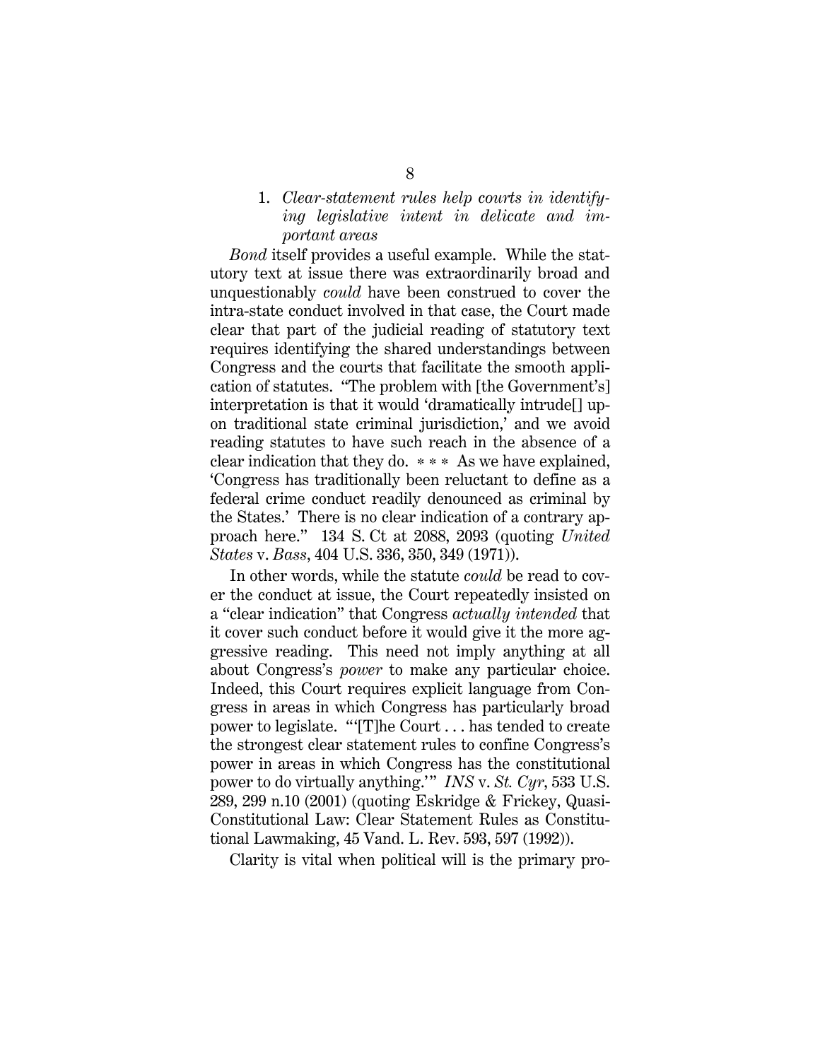### 1. *Clear-statement rules help courts in identifying legislative intent in delicate and important areas*

*Bond* itself provides a useful example. While the statutory text at issue there was extraordinarily broad and unquestionably *could* have been construed to cover the intra-state conduct involved in that case, the Court made clear that part of the judicial reading of statutory text requires identifying the shared understandings between Congress and the courts that facilitate the smooth application of statutes. "The problem with [the Government's] interpretation is that it would 'dramatically intrude[] upon traditional state criminal jurisdiction,' and we avoid reading statutes to have such reach in the absence of a clear indication that they do. * * * As we have explained, 'Congress has traditionally been reluctant to define as a federal crime conduct readily denounced as criminal by the States.' There is no clear indication of a contrary approach here." 134 S. Ct at 2088, 2093 (quoting *United States* v. *Bass*, 404 U.S. 336, 350, 349 (1971)).

In other words, while the statute *could* be read to cover the conduct at issue, the Court repeatedly insisted on a "clear indication" that Congress *actually intended* that it cover such conduct before it would give it the more aggressive reading. This need not imply anything at all about Congress's *power* to make any particular choice. Indeed, this Court requires explicit language from Congress in areas in which Congress has particularly broad power to legislate. "'[T]he Court . . . has tended to create the strongest clear statement rules to confine Congress's power in areas in which Congress has the constitutional power to do virtually anything.'" *INS* v. *St. Cyr*, 533 U.S. 289, 299 n.10 (2001) (quoting Eskridge & Frickey, Quasi-Constitutional Law: Clear Statement Rules as Constitutional Lawmaking, 45 Vand. L. Rev. 593, 597 (1992)).

Clarity is vital when political will is the primary pro-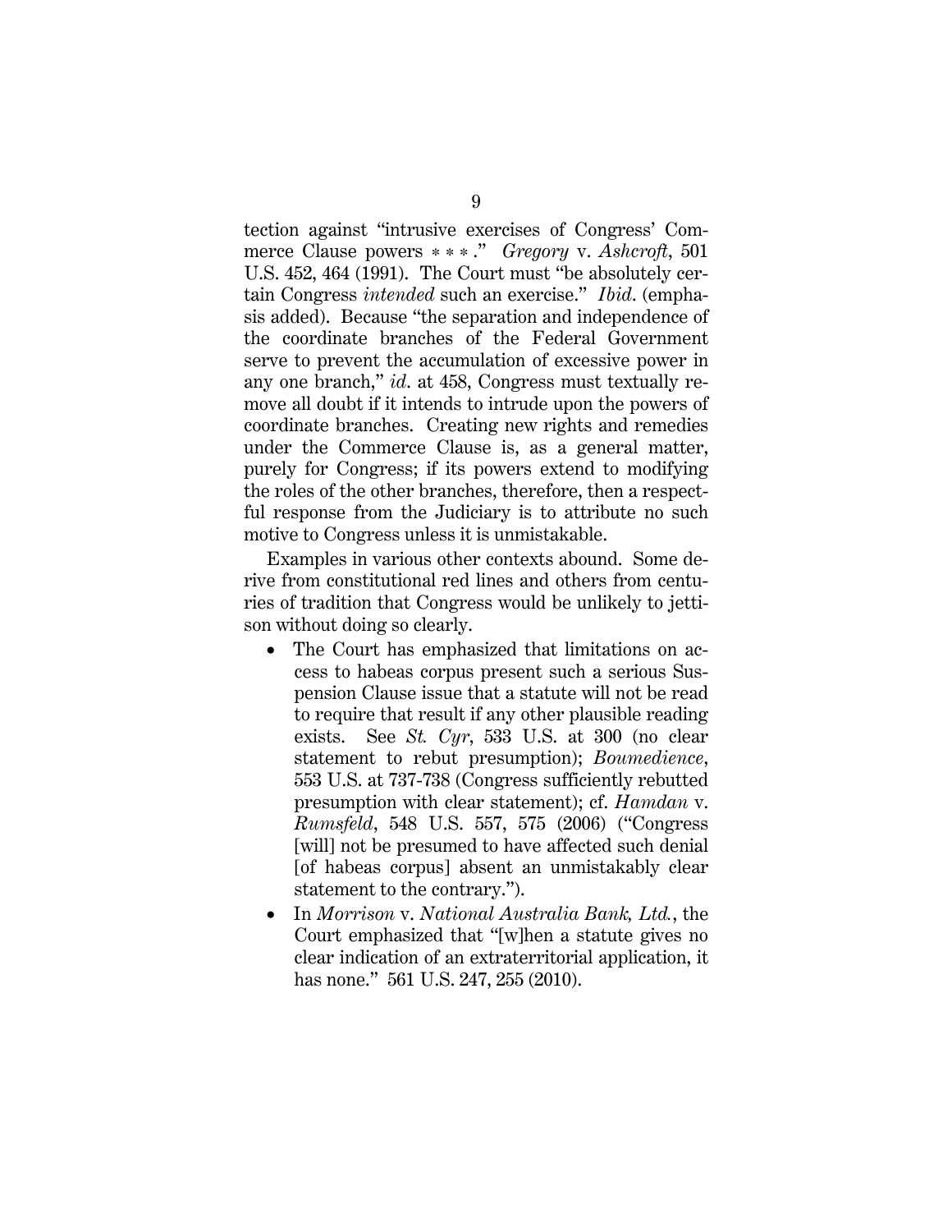tection against "intrusive exercises of Congress' Commerce Clause powers * * * ." *Gregory* v. *Ashcroft*, 501 U.S. 452, 464 (1991). The Court must "be absolutely certain Congress *intended* such an exercise." *Ibid*. (emphasis added). Because "the separation and independence of the coordinate branches of the Federal Government serve to prevent the accumulation of excessive power in any one branch," *id*. at 458, Congress must textually remove all doubt if it intends to intrude upon the powers of coordinate branches. Creating new rights and remedies under the Commerce Clause is, as a general matter, purely for Congress; if its powers extend to modifying the roles of the other branches, therefore, then a respectful response from the Judiciary is to attribute no such motive to Congress unless it is unmistakable.

Examples in various other contexts abound. Some derive from constitutional red lines and others from centuries of tradition that Congress would be unlikely to jettison without doing so clearly.

- The Court has emphasized that limitations on access to habeas corpus present such a serious Suspension Clause issue that a statute will not be read to require that result if any other plausible reading exists. See *St. Cyr*, 533 U.S. at 300 (no clear statement to rebut presumption); *Boumedience*, 553 U.S. at 737-738 (Congress sufficiently rebutted presumption with clear statement); cf. *Hamdan* v. *Rumsfeld*, 548 U.S. 557, 575 (2006) ("Congress [will] not be presumed to have affected such denial [of habeas corpus] absent an unmistakably clear statement to the contrary.").
- In *Morrison* v. *National Australia Bank, Ltd.*, the Court emphasized that "[w]hen a statute gives no clear indication of an extraterritorial application, it has none." 561 U.S. 247, 255 (2010).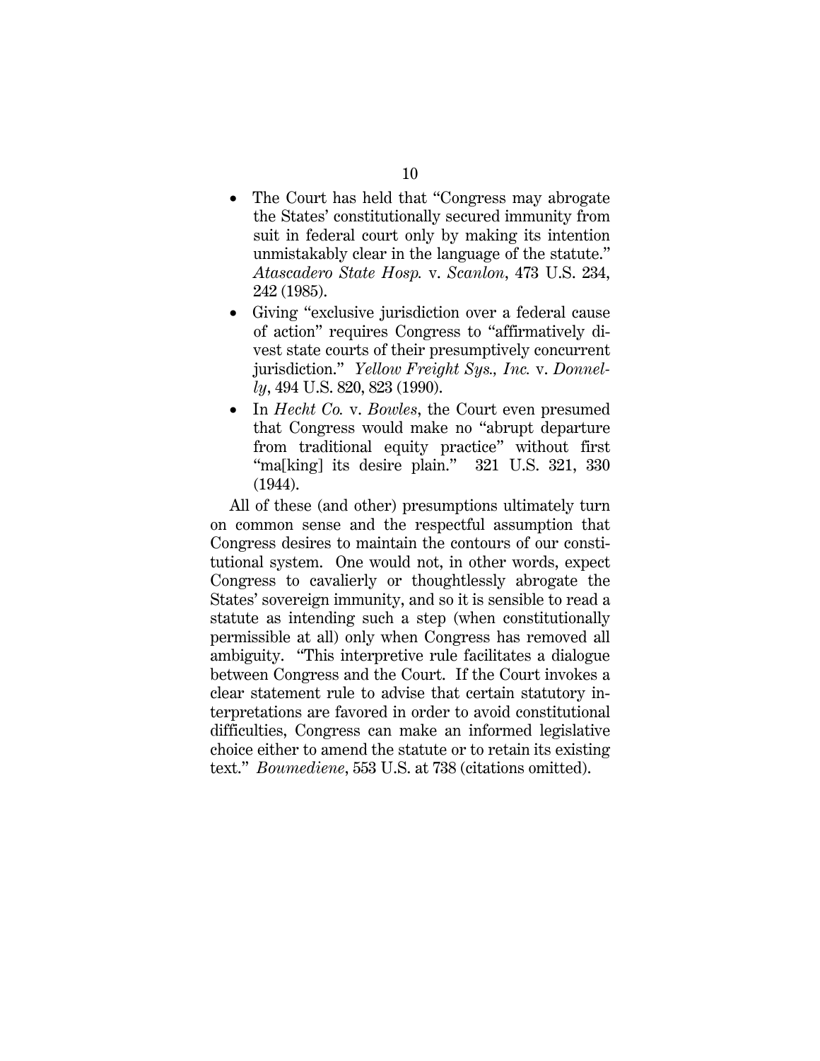- The Court has held that "Congress may abrogate the States' constitutionally secured immunity from suit in federal court only by making its intention unmistakably clear in the language of the statute." *Atascadero State Hosp.* v. *Scanlon*, 473 U.S. 234, 242 (1985).
- Giving "exclusive jurisdiction over a federal cause of action" requires Congress to "affirmatively divest state courts of their presumptively concurrent jurisdiction." *Yellow Freight Sys., Inc.* v. *Donnelly*, 494 U.S. 820, 823 (1990).
- In *Hecht Co.* v. *Bowles*, the Court even presumed that Congress would make no "abrupt departure from traditional equity practice" without first "ma[king] its desire plain." 321 U.S. 321, 330 (1944).

All of these (and other) presumptions ultimately turn on common sense and the respectful assumption that Congress desires to maintain the contours of our constitutional system. One would not, in other words, expect Congress to cavalierly or thoughtlessly abrogate the States' sovereign immunity, and so it is sensible to read a statute as intending such a step (when constitutionally permissible at all) only when Congress has removed all ambiguity. "This interpretive rule facilitates a dialogue between Congress and the Court. If the Court invokes a clear statement rule to advise that certain statutory interpretations are favored in order to avoid constitutional difficulties, Congress can make an informed legislative choice either to amend the statute or to retain its existing text." *Boumediene*, 553 U.S. at 738 (citations omitted).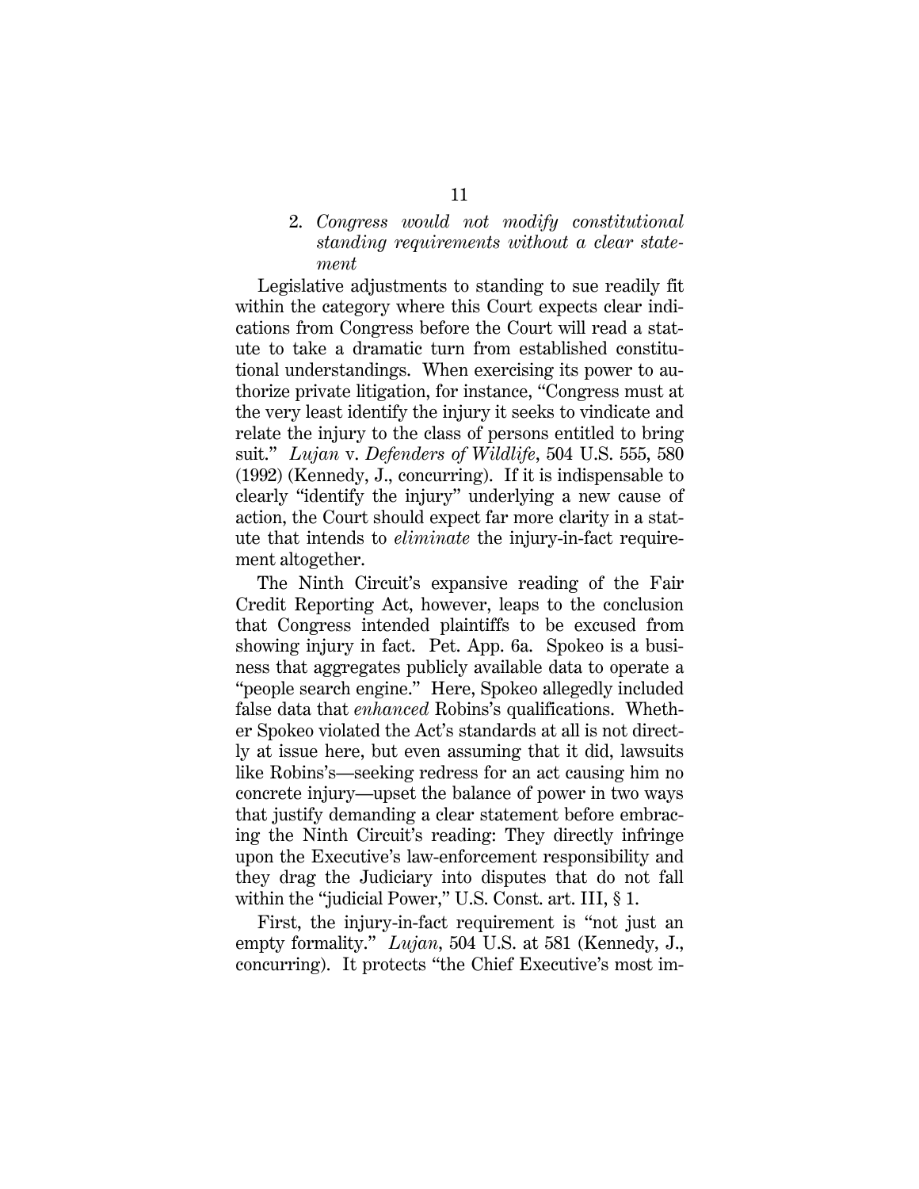### 2. *Congress would not modify constitutional standing requirements without a clear statement*

Legislative adjustments to standing to sue readily fit within the category where this Court expects clear indications from Congress before the Court will read a statute to take a dramatic turn from established constitutional understandings. When exercising its power to authorize private litigation, for instance, "Congress must at the very least identify the injury it seeks to vindicate and relate the injury to the class of persons entitled to bring suit." *Lujan* v. *Defenders of Wildlife*, 504 U.S. 555, 580 (1992) (Kennedy, J., concurring). If it is indispensable to clearly "identify the injury" underlying a new cause of action, the Court should expect far more clarity in a statute that intends to *eliminate* the injury-in-fact requirement altogether.

The Ninth Circuit's expansive reading of the Fair Credit Reporting Act, however, leaps to the conclusion that Congress intended plaintiffs to be excused from showing injury in fact. Pet. App. 6a. Spokeo is a business that aggregates publicly available data to operate a "people search engine." Here, Spokeo allegedly included false data that *enhanced* Robins's qualifications. Whether Spokeo violated the Act's standards at all is not directly at issue here, but even assuming that it did, lawsuits like Robins's—seeking redress for an act causing him no concrete injury—upset the balance of power in two ways that justify demanding a clear statement before embracing the Ninth Circuit's reading: They directly infringe upon the Executive's law-enforcement responsibility and they drag the Judiciary into disputes that do not fall within the "judicial Power," U.S. Const. art. III, § 1.

First, the injury-in-fact requirement is "not just an empty formality." *Lujan*, 504 U.S. at 581 (Kennedy, J., concurring). It protects "the Chief Executive's most im-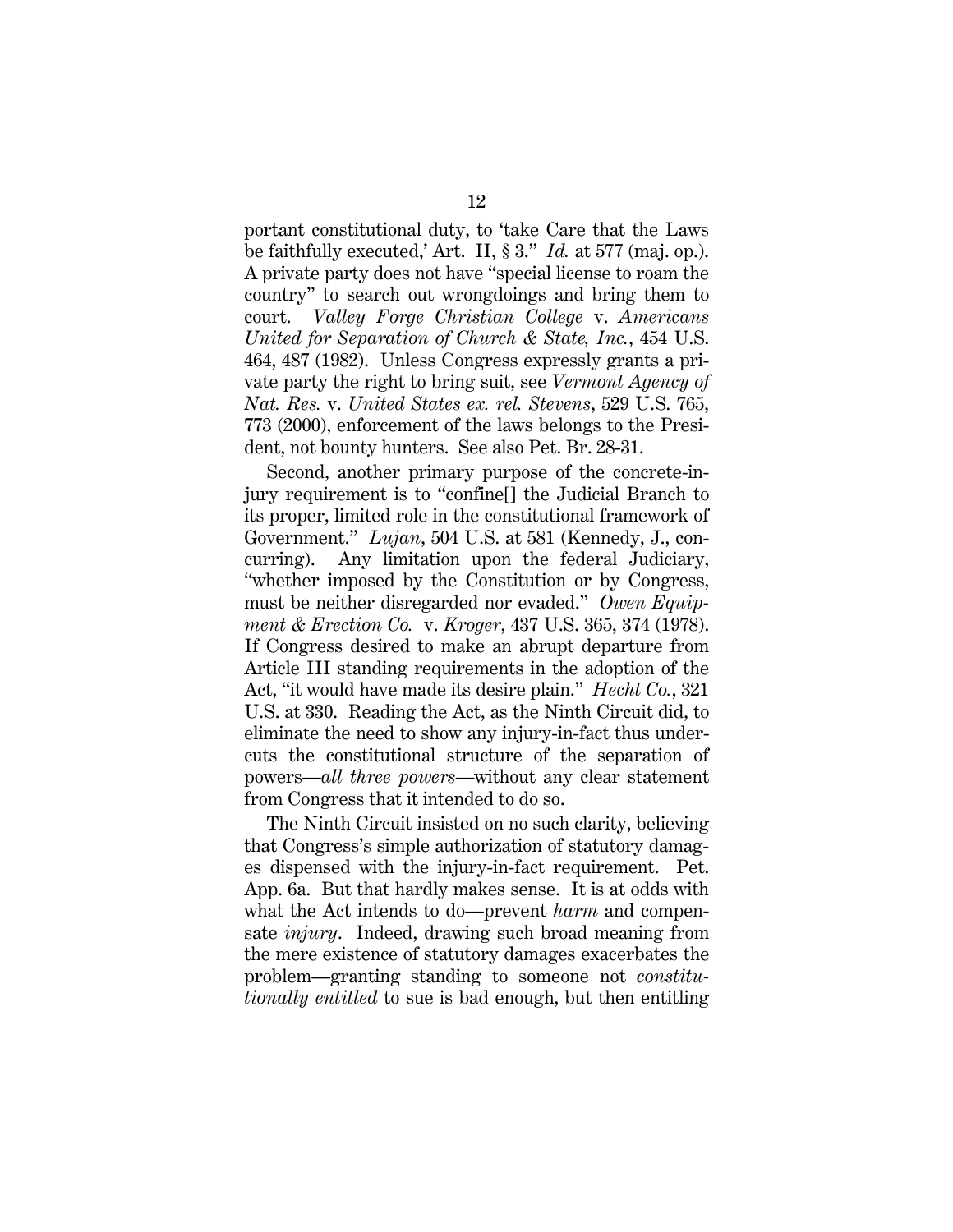portant constitutional duty, to 'take Care that the Laws be faithfully executed,' Art. II, § 3." *Id.* at 577 (maj. op.). A private party does not have "special license to roam the country" to search out wrongdoings and bring them to court. *Valley Forge Christian College* v. *Americans United for Separation of Church & State, Inc.*, 454 U.S. 464, 487 (1982). Unless Congress expressly grants a private party the right to bring suit, see *Vermont Agency of Nat. Res.* v. *United States ex. rel. Stevens*, 529 U.S. 765, 773 (2000), enforcement of the laws belongs to the President, not bounty hunters. See also Pet. Br. 28-31.

Second, another primary purpose of the concrete-injury requirement is to "confine[] the Judicial Branch to its proper, limited role in the constitutional framework of Government." *Lujan*, 504 U.S. at 581 (Kennedy, J., concurring). Any limitation upon the federal Judiciary, "whether imposed by the Constitution or by Congress, must be neither disregarded nor evaded." *Owen Equipment & Erection Co.* v. *Kroger*, 437 U.S. 365, 374 (1978). If Congress desired to make an abrupt departure from Article III standing requirements in the adoption of the Act, "it would have made its desire plain." *Hecht Co.*, 321 U.S. at 330. Reading the Act, as the Ninth Circuit did, to eliminate the need to show any injury-in-fact thus undercuts the constitutional structure of the separation of powers—*all three powers*—without any clear statement from Congress that it intended to do so.

The Ninth Circuit insisted on no such clarity, believing that Congress's simple authorization of statutory damages dispensed with the injury-in-fact requirement. Pet. App. 6a. But that hardly makes sense. It is at odds with what the Act intends to do—prevent *harm* and compensate *injury*. Indeed, drawing such broad meaning from the mere existence of statutory damages exacerbates the problem—granting standing to someone not *constitutionally entitled* to sue is bad enough, but then entitling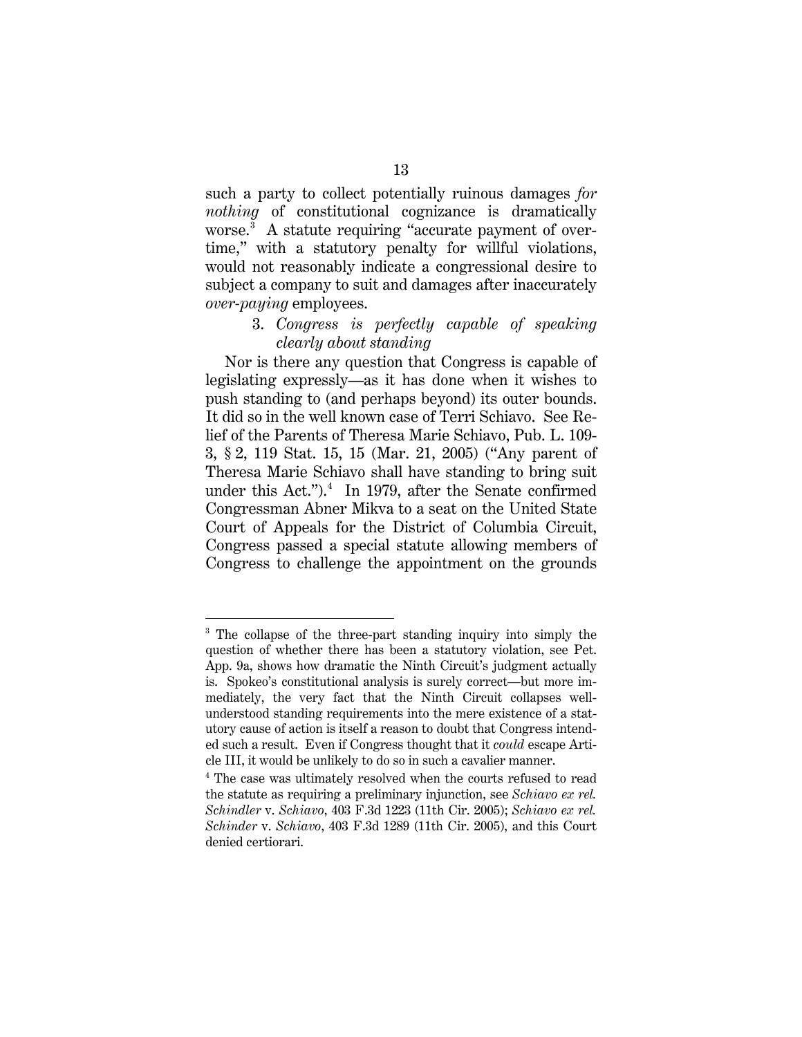such a party to collect potentially ruinous damages *for nothing* of constitutional cognizance is dramatically worse.[3] A statute requiring "accurate payment of overtime," with a statutory penalty for willful violations, would not reasonably indicate a congressional desire to subject a company to suit and damages after inaccurately *over-paying* employees.

3. *Congress is perfectly capable of speaking clearly about standing*

Nor is there any question that Congress is capable of legislating expressly—as it has done when it wishes to push standing to (and perhaps beyond) its outer bounds. It did so in the well known case of Terri Schiavo. See Relief of the Parents of Theresa Marie Schiavo, Pub. L. 109-3, § 2, 119 Stat. 15, 15 (Mar. 21, 2005) ("Any parent of Theresa Marie Schiavo shall have standing to bring suit under this Act.").[4] In 1979, after the Senate confirmed Congressman Abner Mikva to a seat on the United State Court of Appeals for the District of Columbia Circuit, Congress passed a special statute allowing members of Congress to challenge the appointment on the grounds

---

[3] The collapse of the three-part standing inquiry into simply the question of whether there has been a statutory violation, see Pet. App. 9a, shows how dramatic the Ninth Circuit's judgment actually is. Spokeo's constitutional analysis is surely correct—but more immediately, the very fact that the Ninth Circuit collapses well-understood standing requirements into the mere existence of a statutory cause of action is itself a reason to doubt that Congress intended such a result. Even if Congress thought that it *could* escape Article III, it would be unlikely to do so in such a cavalier manner.

[4] The case was ultimately resolved when the courts refused to read the statute as requiring a preliminary injunction, see *Schiavo ex rel. Schindler* v. *Schiavo*, 403 F.3d 1223 (11th Cir. 2005); *Schiavo ex rel. Schinder* v. *Schiavo*, 403 F.3d 1289 (11th Cir. 2005), and this Court denied certiorari.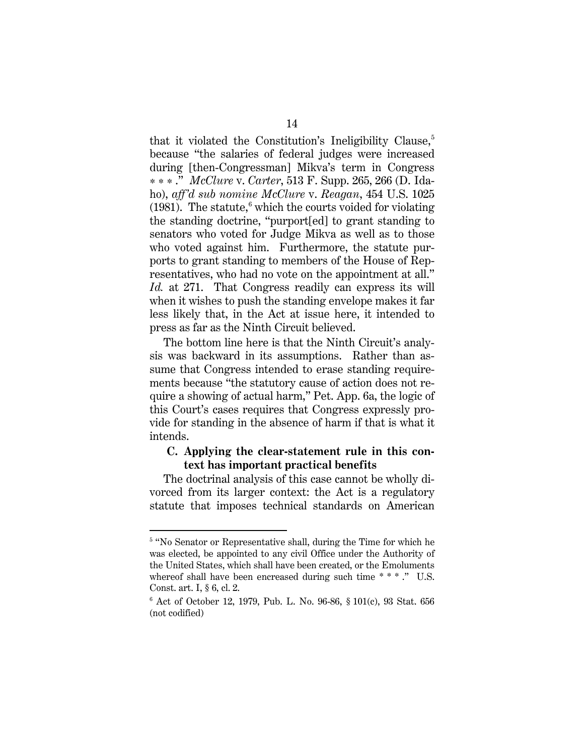that it violated the Constitution's Ineligibility Clause,[5] because "the salaries of federal judges were increased during [then-Congressman] Mikva's term in Congress * * * ." *McClure* v. *Carter*, 513 F. Supp. 265, 266 (D. Idaho), *aff'd sub nomine McClure* v. *Reagan*, 454 U.S. 1025 (1981). The statute,[6] which the courts voided for violating the standing doctrine, "purport[ed] to grant standing to senators who voted for Judge Mikva as well as to those who voted against him. Furthermore, the statute purports to grant standing to members of the House of Representatives, who had no vote on the appointment at all." *Id.* at 271. That Congress readily can express its will when it wishes to push the standing envelope makes it far less likely that, in the Act at issue here, it intended to press as far as the Ninth Circuit believed.

The bottom line here is that the Ninth Circuit's analysis was backward in its assumptions. Rather than assume that Congress intended to erase standing requirements because "the statutory cause of action does not require a showing of actual harm," Pet. App. 6a, the logic of this Court's cases requires that Congress expressly provide for standing in the absence of harm if that is what it intends.

### C. Applying the clear-statement rule in this context has important practical benefits

The doctrinal analysis of this case cannot be wholly divorced from its larger context: the Act is a regulatory statute that imposes technical standards on American

---

[5] "No Senator or Representative shall, during the Time for which he was elected, be appointed to any civil Office under the Authority of the United States, which shall have been created, or the Emoluments whereof shall have been encreased during such time * * * ." U.S. Const. art. I, § 6, cl. 2.

[6] Act of October 12, 1979, Pub. L. No. 96-86, § 101(c), 93 Stat. 656 (not codified)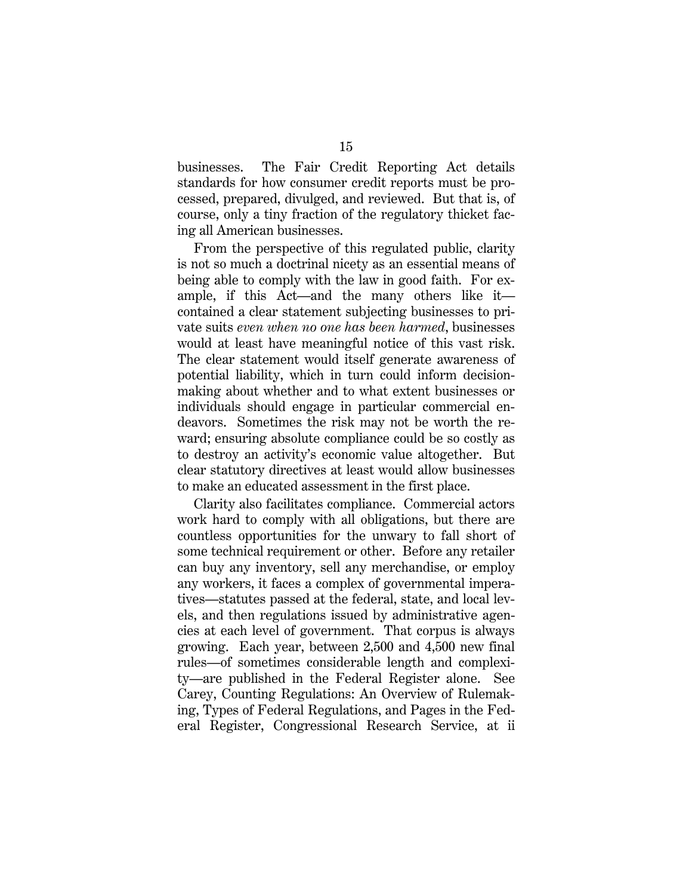businesses. The Fair Credit Reporting Act details standards for how consumer credit reports must be processed, prepared, divulged, and reviewed. But that is, of course, only a tiny fraction of the regulatory thicket facing all American businesses.

From the perspective of this regulated public, clarity is not so much a doctrinal nicety as an essential means of being able to comply with the law in good faith. For example, if this Act—and the many others like it—contained a clear statement subjecting businesses to private suits *even when no one has been harmed*, businesses would at least have meaningful notice of this vast risk. The clear statement would itself generate awareness of potential liability, which in turn could inform decision-making about whether and to what extent businesses or individuals should engage in particular commercial endeavors. Sometimes the risk may not be worth the reward; ensuring absolute compliance could be so costly as to destroy an activity's economic value altogether. But clear statutory directives at least would allow businesses to make an educated assessment in the first place.

Clarity also facilitates compliance. Commercial actors work hard to comply with all obligations, but there are countless opportunities for the unwary to fall short of some technical requirement or other. Before any retailer can buy any inventory, sell any merchandise, or employ any workers, it faces a complex of governmental imperatives—statutes passed at the federal, state, and local levels, and then regulations issued by administrative agencies at each level of government. That corpus is always growing. Each year, between 2,500 and 4,500 new final rules—of sometimes considerable length and complexity—are published in the Federal Register alone. See Carey, Counting Regulations: An Overview of Rulemaking, Types of Federal Regulations, and Pages in the Federal Register, Congressional Research Service, at ii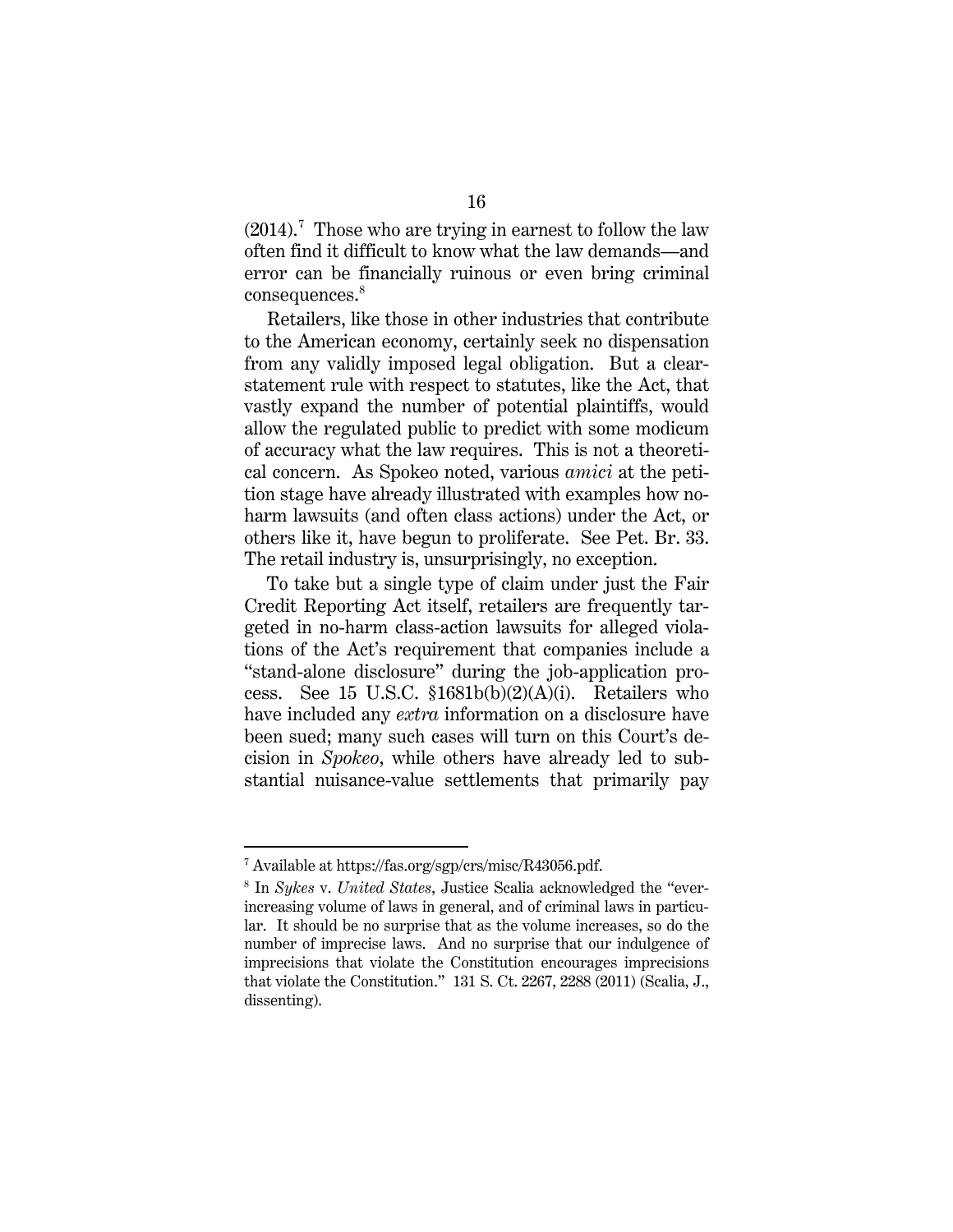(2014).[7] Those who are trying in earnest to follow the law often find it difficult to know what the law demands—and error can be financially ruinous or even bring criminal consequences.[8]

Retailers, like those in other industries that contribute to the American economy, certainly seek no dispensation from any validly imposed legal obligation. But a clear-statement rule with respect to statutes, like the Act, that vastly expand the number of potential plaintiffs, would allow the regulated public to predict with some modicum of accuracy what the law requires. This is not a theoretical concern. As Spokeo noted, various *amici* at the petition stage have already illustrated with examples how no-harm lawsuits (and often class actions) under the Act, or others like it, have begun to proliferate. See Pet. Br. 33. The retail industry is, unsurprisingly, no exception.

To take but a single type of claim under just the Fair Credit Reporting Act itself, retailers are frequently targeted in no-harm class-action lawsuits for alleged violations of the Act's requirement that companies include a "stand-alone disclosure" during the job-application process. See 15 U.S.C. §1681b(b)(2)(A)(i). Retailers who have included any *extra* information on a disclosure have been sued; many such cases will turn on this Court's decision in *Spokeo*, while others have already led to substantial nuisance-value settlements that primarily pay

---

[7] Available at https://fas.org/sgp/crs/misc/R43056.pdf.

[8] In *Sykes* v. *United States*, Justice Scalia acknowledged the "ever-increasing volume of laws in general, and of criminal laws in particular. It should be no surprise that as the volume increases, so do the number of imprecise laws. And no surprise that our indulgence of imprecisions that violate the Constitution encourages imprecisions that violate the Constitution." 131 S. Ct. 2267, 2288 (2011) (Scalia, J., dissenting).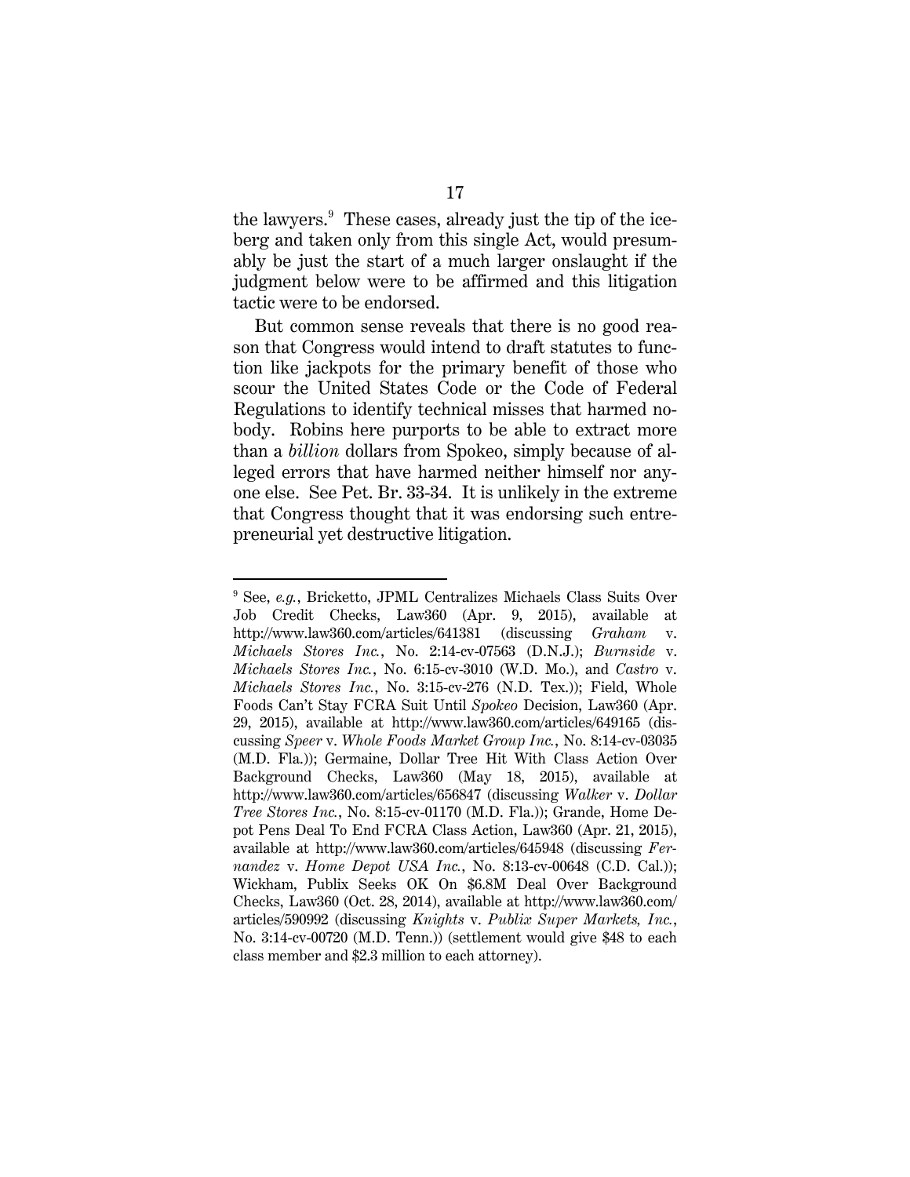the lawyers.[9] These cases, already just the tip of the iceberg and taken only from this single Act, would presumably be just the start of a much larger onslaught if the judgment below were to be affirmed and this litigation tactic were to be endorsed.

But common sense reveals that there is no good reason that Congress would intend to draft statutes to function like jackpots for the primary benefit of those who scour the United States Code or the Code of Federal Regulations to identify technical misses that harmed nobody. Robins here purports to be able to extract more than a *billion* dollars from Spokeo, simply because of alleged errors that have harmed neither himself nor anyone else. See Pet. Br. 33-34. It is unlikely in the extreme that Congress thought that it was endorsing such entrepreneurial yet destructive litigation.

---

[9] See, *e.g.*, Bricketto, JPML Centralizes Michaels Class Suits Over Job Credit Checks, Law360 (Apr. 9, 2015), available at http://www.law360.com/articles/641381 (discussing *Graham* v. *Michaels Stores Inc.*, No. 2:14-cv-07563 (D.N.J.); *Burnside* v. *Michaels Stores Inc.*, No. 6:15-cv-3010 (W.D. Mo.), and *Castro* v. *Michaels Stores Inc.*, No. 3:15-cv-276 (N.D. Tex.)); Field, Whole Foods Can't Stay FCRA Suit Until *Spokeo* Decision, Law360 (Apr. 29, 2015), available at http://www.law360.com/articles/649165 (discussing *Speer* v. *Whole Foods Market Group Inc.*, No. 8:14-cv-03035 (M.D. Fla.)); Germaine, Dollar Tree Hit With Class Action Over Background Checks, Law360 (May 18, 2015), available at http://www.law360.com/articles/656847 (discussing *Walker* v. *Dollar Tree Stores Inc.*, No. 8:15-cv-01170 (M.D. Fla.)); Grande, Home Depot Pens Deal To End FCRA Class Action, Law360 (Apr. 21, 2015), available at http://www.law360.com/articles/645948 (discussing *Fernandez* v. *Home Depot USA Inc.*, No. 8:13-cv-00648 (C.D. Cal.)); Wickham, Publix Seeks OK On $6.8M Deal Over Background Checks, Law360 (Oct. 28, 2014), available at http://www.law360.com/articles/590992 (discussing *Knights* v. *Publix Super Markets, Inc.*, No. 3:14-cv-00720 (M.D. Tenn.)) (settlement would give $48 to each class member and $2.3 million to each attorney).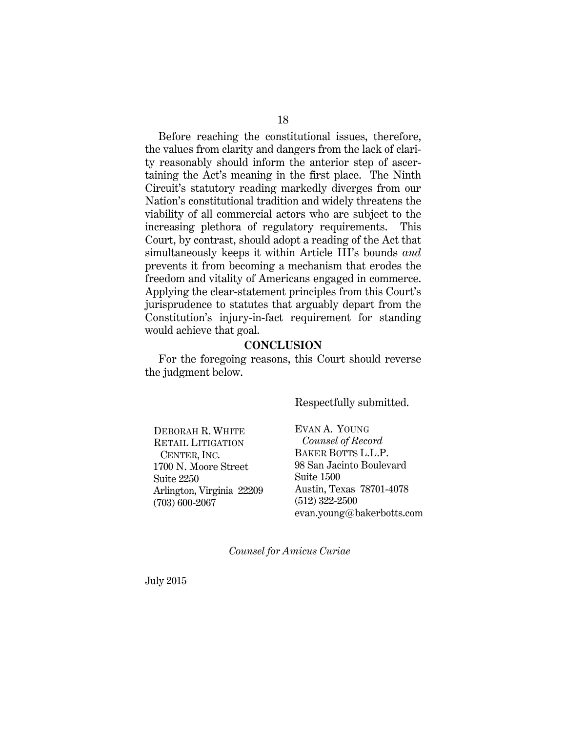Before reaching the constitutional issues, therefore, the values from clarity and dangers from the lack of clarity reasonably should inform the anterior step of ascertaining the Act's meaning in the first place. The Ninth Circuit's statutory reading markedly diverges from our Nation's constitutional tradition and widely threatens the viability of all commercial actors who are subject to the increasing plethora of regulatory requirements. This Court, by contrast, should adopt a reading of the Act that simultaneously keeps it within Article III's bounds *and* prevents it from becoming a mechanism that erodes the freedom and vitality of Americans engaged in commerce. Applying the clear-statement principles from this Court's jurisprudence to statutes that arguably depart from the Constitution's injury-in-fact requirement for standing would achieve that goal.

## CONCLUSION

For the foregoing reasons, this Court should reverse the judgment below.

Respectfully submitted.

DEBORAH R. WHITE
RETAIL LITIGATION CENTER, INC.
1700 N. Moore Street
Suite 2250
Arlington, Virginia 22209
(703) 600-2067

EVAN A. YOUNG
*Counsel of Record*
BAKER BOTTS L.L.P.
98 San Jacinto Boulevard
Suite 1500
Austin, Texas 78701-4078
(512) 322-2500
evan.young@bakerbotts.com

*Counsel for Amicus Curiae*

July 2015